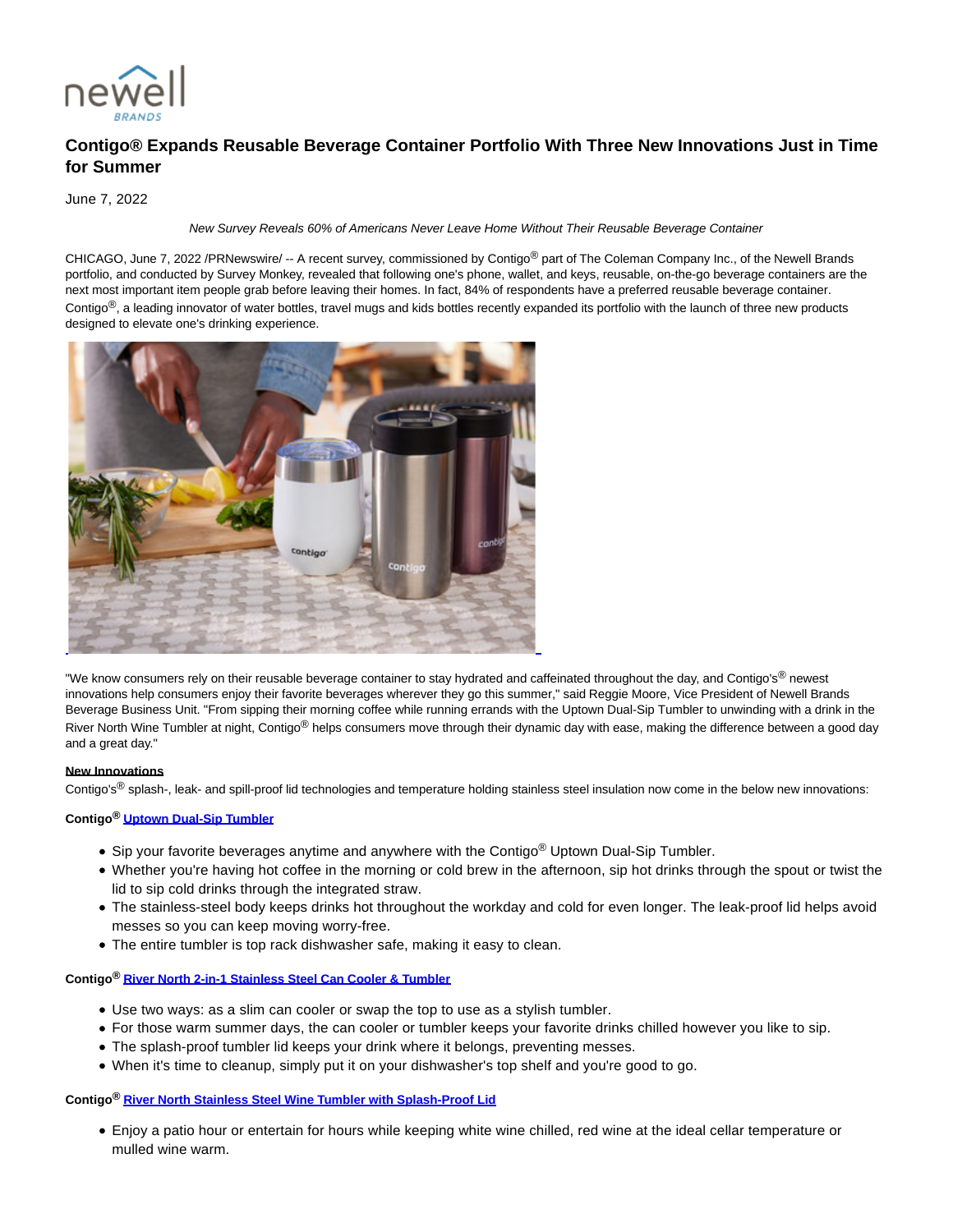# Contigo® Expands Reusable Beverage Container Portfolio With Three New Innovations Just in Time for Summer

June 7, 2022

*New Survey Reveals 60% of Americans Never Leave Home Without Their Reusable Beverage Container*

CHICAGO, June 7, 2022 /PRNewswire/ -- A recent survey, commissioned by Contigo® part of The Coleman Company Inc., of the Newell Brands portfolio, and conducted by Survey Monkey, revealed that following one's phone, wallet, and keys, reusable, on-the-go beverage containers are the next most important item people grab before leaving their homes. In fact, 84% of respondents have a preferred reusable beverage container. Contigo®, a leading innovator of water bottles, travel mugs and kids bottles recently expanded its portfolio with the launch of three new products designed to elevate one's drinking experience.

"We know consumers rely on their reusable beverage container to stay hydrated and caffeinated throughout the day, and Contigo's® newest innovations help consumers enjoy their favorite beverages wherever they go this summer," said Reggie Moore, Vice President of Newell Brands Beverage Business Unit. "From sipping their morning coffee while running errands with the Uptown Dual-Sip Tumbler to unwinding with a drink in the River North Wine Tumbler at night, Contigo® helps consumers move through their dynamic day with ease, making the difference between a good day and a great day."

**New Innovations**

Contigo's® splash-, leak- and spill-proof lid technologies and temperature holding stainless steel insulation now come in the below new innovations:

**Contigo® Uptown Dual-Sip Tumbler**

- Sip your favorite beverages anytime and anywhere with the Contigo® Uptown Dual-Sip Tumbler.
- Whether you're having hot coffee in the morning or cold brew in the afternoon, sip hot drinks through the spout or twist the lid to sip cold drinks through the integrated straw.
- The stainless-steel body keeps drinks hot throughout the workday and cold for even longer. The leak-proof lid helps avoid messes so you can keep moving worry-free.
- The entire tumbler is top rack dishwasher safe, making it easy to clean.

**Contigo® River North 2-in-1 Stainless Steel Can Cooler & Tumbler**

- Use two ways: as a slim can cooler or swap the top to use as a stylish tumbler.
- For those warm summer days, the can cooler or tumbler keeps your favorite drinks chilled however you like to sip.
- The splash-proof tumbler lid keeps your drink where it belongs, preventing messes.
- When it's time to cleanup, simply put it on your dishwasher's top shelf and you're good to go.

**Contigo® River North Stainless Steel Wine Tumbler with Splash-Proof Lid**

- Enjoy a patio hour or entertain for hours while keeping white wine chilled, red wine at the ideal cellar temperature or mulled wine warm.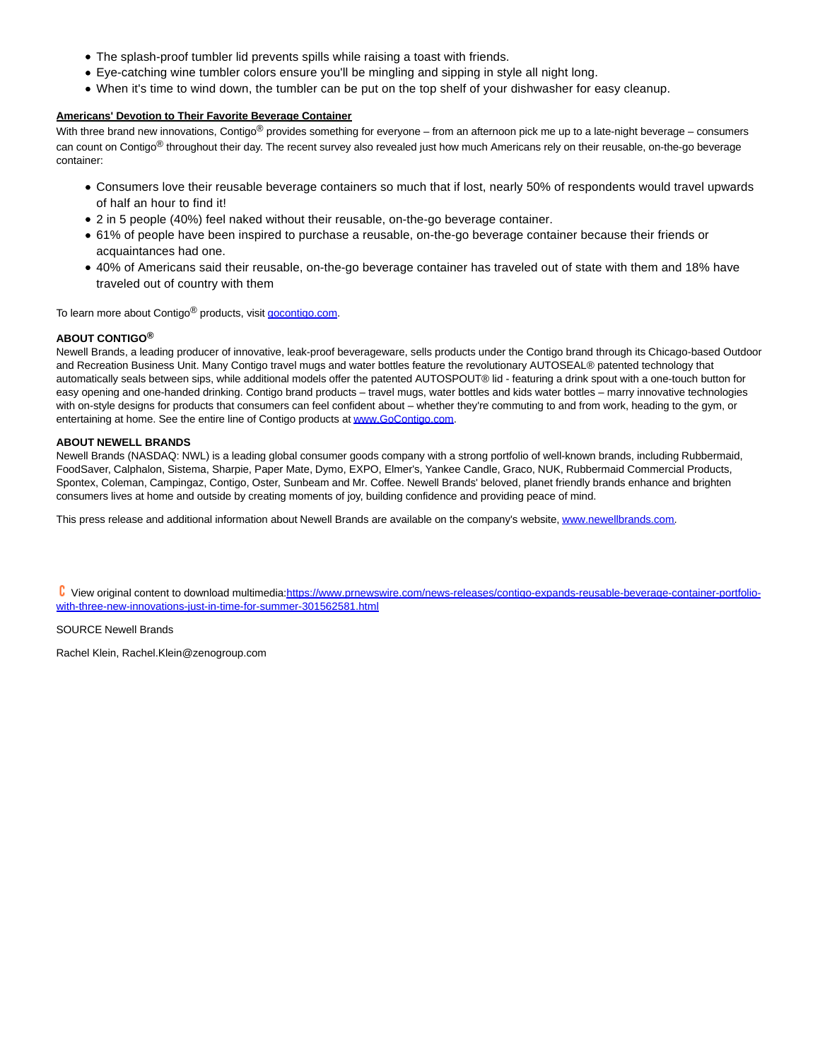- The splash-proof tumbler lid prevents spills while raising a toast with friends.
- Eye-catching wine tumbler colors ensure you'll be mingling and sipping in style all night long.
- When it's time to wind down, the tumbler can be put on the top shelf of your dishwasher for easy cleanup.

**Americans' Devotion to Their Favorite Beverage Container**

With three brand new innovations, Contigo® provides something for everyone – from an afternoon pick me up to a late-night beverage – consumers can count on Contigo® throughout their day. The recent survey also revealed just how much Americans rely on their reusable, on-the-go beverage container:

- Consumers love their reusable beverage containers so much that if lost, nearly 50% of respondents would travel upwards of half an hour to find it!
- 2 in 5 people (40%) feel naked without their reusable, on-the-go beverage container.
- 61% of people have been inspired to purchase a reusable, on-the-go beverage container because their friends or acquaintances had one.
- 40% of Americans said their reusable, on-the-go beverage container has traveled out of state with them and 18% have traveled out of country with them

To learn more about Contigo® products, visit gocontigo.com.

**ABOUT CONTIGO®**

Newell Brands, a leading producer of innovative, leak-proof beverageware, sells products under the Contigo brand through its Chicago-based Outdoor and Recreation Business Unit. Many Contigo travel mugs and water bottles feature the revolutionary AUTOSEAL® patented technology that automatically seals between sips, while additional models offer the patented AUTOSPOUT® lid - featuring a drink spout with a one-touch button for easy opening and one-handed drinking. Contigo brand products – travel mugs, water bottles and kids water bottles – marry innovative technologies with on-style designs for products that consumers can feel confident about – whether they're commuting to and from work, heading to the gym, or entertaining at home. See the entire line of Contigo products at www.GoContigo.com.

**ABOUT NEWELL BRANDS**

Newell Brands (NASDAQ: NWL) is a leading global consumer goods company with a strong portfolio of well-known brands, including Rubbermaid, FoodSaver, Calphalon, Sistema, Sharpie, Paper Mate, Dymo, EXPO, Elmer's, Yankee Candle, Graco, NUK, Rubbermaid Commercial Products, Spontex, Coleman, Campingaz, Contigo, Oster, Sunbeam and Mr. Coffee. Newell Brands' beloved, planet friendly brands enhance and brighten consumers lives at home and outside by creating moments of joy, building confidence and providing peace of mind.

This press release and additional information about Newell Brands are available on the company's website, www.newellbrands.com.

View original content to download multimedia:https://www.prnewswire.com/news-releases/contigo-expands-reusable-beverage-container-portfolio-with-three-new-innovations-just-in-time-for-summer-301562581.html

SOURCE Newell Brands

Rachel Klein, Rachel.Klein@zenogroup.com